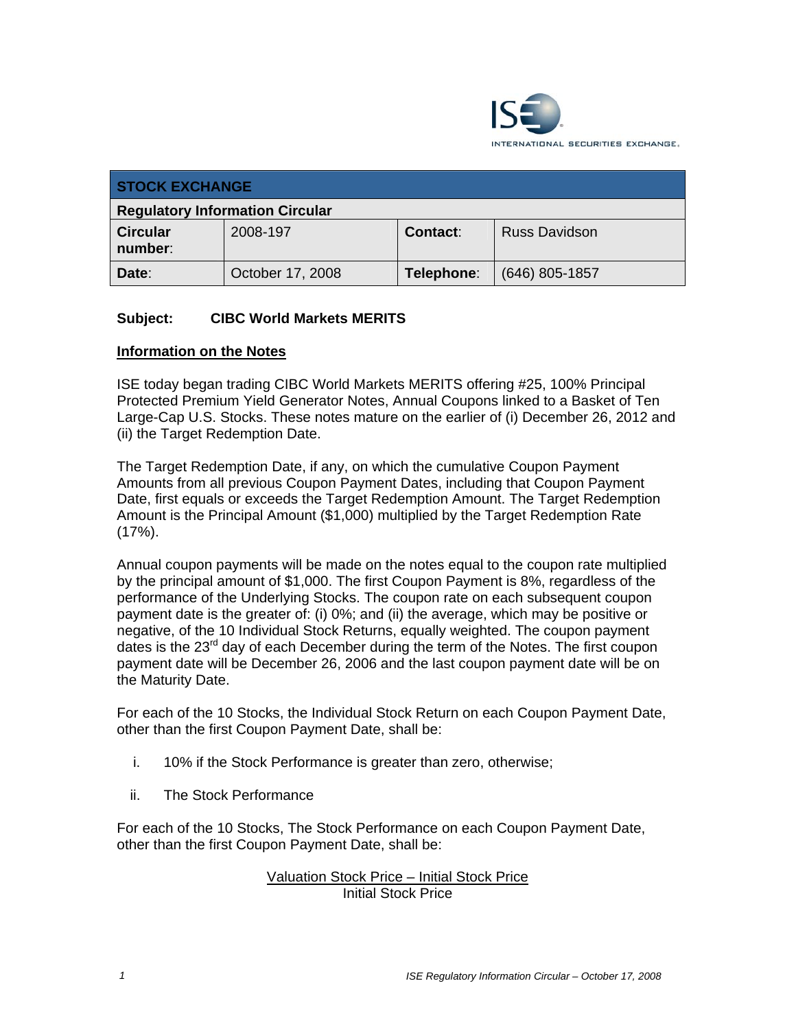| STOCK EXCHANGE | | | |
|---|---|---|---|
| **Regulatory Information Circular** | | | |
| **Circular number**: | 2008-197 | **Contact**: | Russ Davidson |
| **Date**: | October 17, 2008 | **Telephone**: | (646) 805-1857 |

**Subject: CIBC World Markets MERITS**

**Information on the Notes**

ISE today began trading CIBC World Markets MERITS offering #25, 100% Principal Protected Premium Yield Generator Notes, Annual Coupons linked to a Basket of Ten Large-Cap U.S. Stocks. These notes mature on the earlier of (i) December 26, 2012 and (ii) the Target Redemption Date.

The Target Redemption Date, if any, on which the cumulative Coupon Payment Amounts from all previous Coupon Payment Dates, including that Coupon Payment Date, first equals or exceeds the Target Redemption Amount. The Target Redemption Amount is the Principal Amount ($1,000) multiplied by the Target Redemption Rate (17%).

Annual coupon payments will be made on the notes equal to the coupon rate multiplied by the principal amount of $1,000. The first Coupon Payment is 8%, regardless of the performance of the Underlying Stocks. The coupon rate on each subsequent coupon payment date is the greater of: (i) 0%; and (ii) the average, which may be positive or negative, of the 10 Individual Stock Returns, equally weighted. The coupon payment dates is the 23rd day of each December during the term of the Notes. The first coupon payment date will be December 26, 2006 and the last coupon payment date will be on the Maturity Date.

For each of the 10 Stocks, the Individual Stock Return on each Coupon Payment Date, other than the first Coupon Payment Date, shall be:

i. 10% if the Stock Performance is greater than zero, otherwise;

ii. The Stock Performance

For each of the 10 Stocks, The Stock Performance on each Coupon Payment Date, other than the first Coupon Payment Date, shall be:

$$\frac{\text{Valuation Stock Price} - \text{Initial Stock Price}}{\text{Initial Stock Price}}$$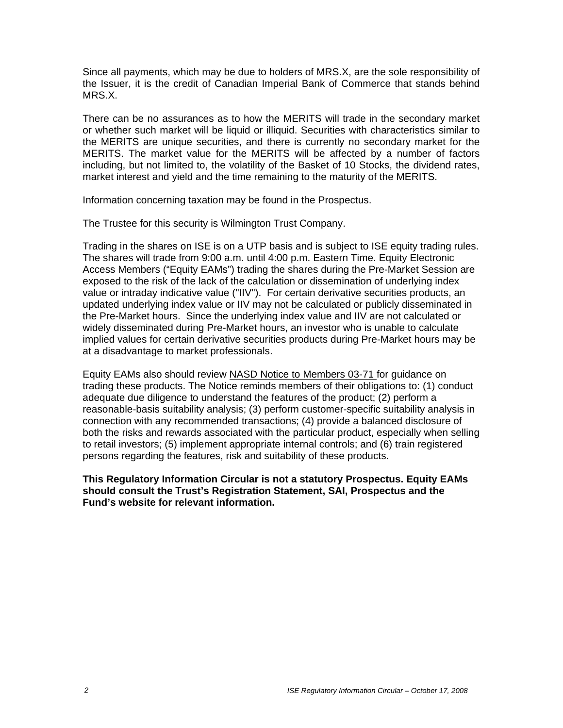Since all payments, which may be due to holders of MRS.X, are the sole responsibility of the Issuer, it is the credit of Canadian Imperial Bank of Commerce that stands behind MRS.X.

There can be no assurances as to how the MERITS will trade in the secondary market or whether such market will be liquid or illiquid. Securities with characteristics similar to the MERITS are unique securities, and there is currently no secondary market for the MERITS. The market value for the MERITS will be affected by a number of factors including, but not limited to, the volatility of the Basket of 10 Stocks, the dividend rates, market interest and yield and the time remaining to the maturity of the MERITS.

Information concerning taxation may be found in the Prospectus.

The Trustee for this security is Wilmington Trust Company.

Trading in the shares on ISE is on a UTP basis and is subject to ISE equity trading rules. The shares will trade from 9:00 a.m. until 4:00 p.m. Eastern Time. Equity Electronic Access Members ("Equity EAMs") trading the shares during the Pre-Market Session are exposed to the risk of the lack of the calculation or dissemination of underlying index value or intraday indicative value ("IIV"). For certain derivative securities products, an updated underlying index value or IIV may not be calculated or publicly disseminated in the Pre-Market hours. Since the underlying index value and IIV are not calculated or widely disseminated during Pre-Market hours, an investor who is unable to calculate implied values for certain derivative securities products during Pre-Market hours may be at a disadvantage to market professionals.

Equity EAMs also should review NASD Notice to Members 03-71 for guidance on trading these products. The Notice reminds members of their obligations to: (1) conduct adequate due diligence to understand the features of the product; (2) perform a reasonable-basis suitability analysis; (3) perform customer-specific suitability analysis in connection with any recommended transactions; (4) provide a balanced disclosure of both the risks and rewards associated with the particular product, especially when selling to retail investors; (5) implement appropriate internal controls; and (6) train registered persons regarding the features, risk and suitability of these products.

**This Regulatory Information Circular is not a statutory Prospectus. Equity EAMs should consult the Trust's Registration Statement, SAI, Prospectus and the Fund's website for relevant information.**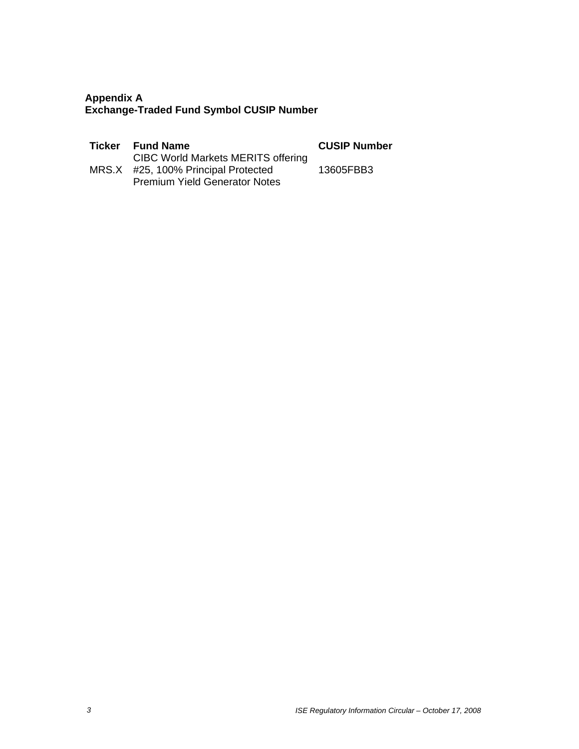**Appendix A**
**Exchange-Traded Fund Symbol CUSIP Number**

| Ticker | Fund Name | CUSIP Number |
|---|---|---|
| MRS.X | CIBC World Markets MERITS offering #25, 100% Principal Protected Premium Yield Generator Notes | 13605FBB3 |